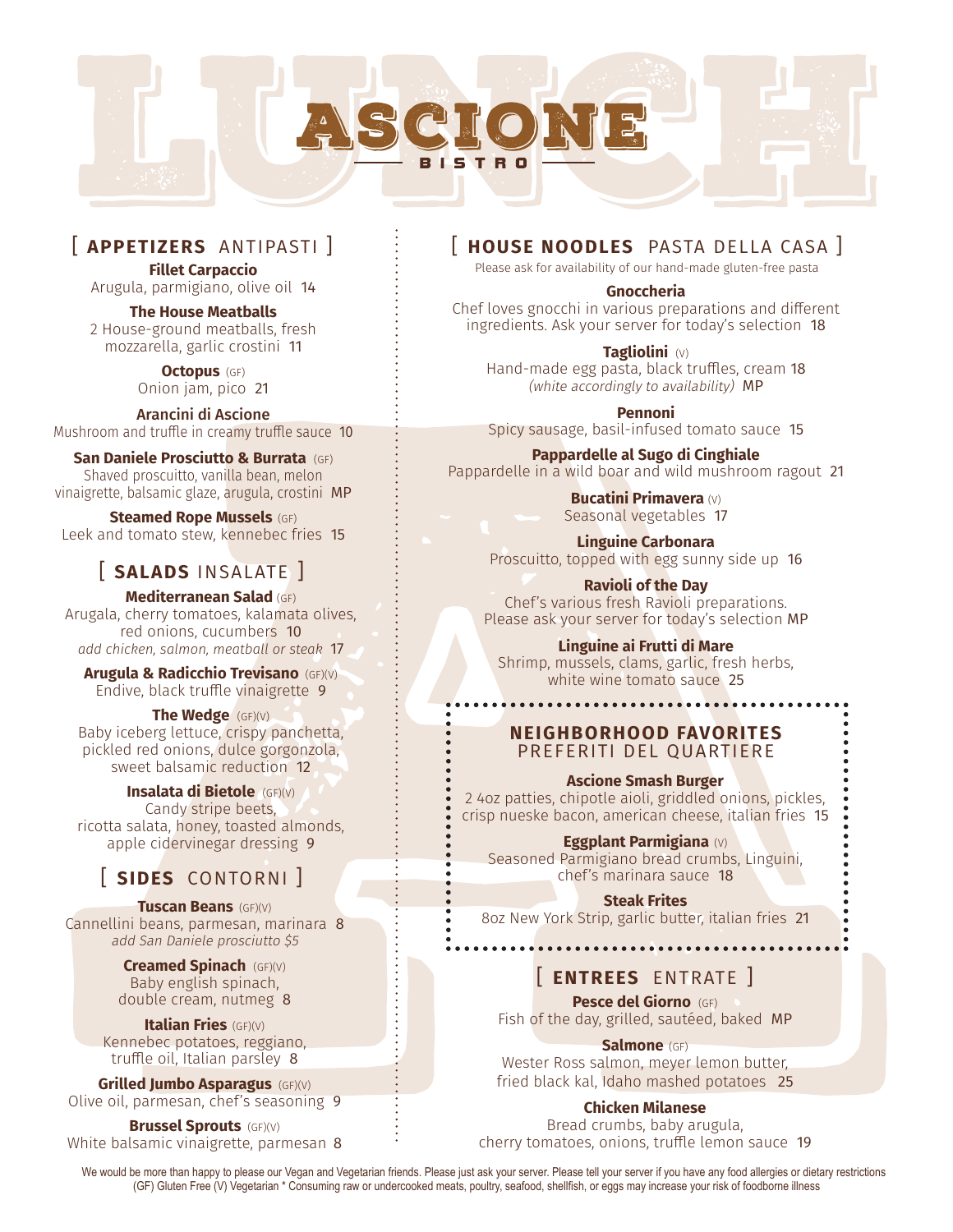# ASCIONE BISTRO

## LUNCH

## [ APPETIZERS ANTIPASTI ]

**Fillet Carpaccio**
Arugula, parmigiano, olive oil 14

**The House Meatballs**
2 House-ground meatballs, fresh mozzarella, garlic crostini 11

**Octopus** (GF)
Onion jam, pico 21

**Arancini di Ascione**
Mushroom and truffle in creamy truffle sauce 10

**San Daniele Prosciutto & Burrata** (GF)
Shaved proscuitto, vanilla bean, melon vinaigrette, balsamic glaze, arugula, crostini MP

**Steamed Rope Mussels** (GF)
Leek and tomato stew, kennebec fries 15

## [ SALADS INSALATE ]

**Mediterranean Salad** (GF)
Arugala, cherry tomatoes, kalamata olives, red onions, cucumbers 10
*add chicken, salmon, meatball or steak* 17

**Arugula & Radicchio Trevisano** (GF)(V)
Endive, black truffle vinaigrette 9

**The Wedge** (GF)(V)
Baby iceberg lettuce, crispy panchetta, pickled red onions, dulce gorgonzola, sweet balsamic reduction 12

**Insalata di Bietole** (GF)(V)
Candy stripe beets, ricotta salata, honey, toasted almonds, apple cidervinegar dressing 9

## [ SIDES CONTORNI ]

**Tuscan Beans** (GF)(V)
Cannellini beans, parmesan, marinara 8
*add San Daniele prosciutto $5*

**Creamed Spinach** (GF)(V)
Baby english spinach, double cream, nutmeg 8

**Italian Fries** (GF)(V)
Kennebec potatoes, reggiano, truffle oil, Italian parsley 8

**Grilled Jumbo Asparagus** (GF)(V)
Olive oil, parmesan, chef's seasoning 9

**Brussel Sprouts** (GF)(V)
White balsamic vinaigrette, parmesan 8

## [ HOUSE NOODLES PASTA DELLA CASA ]

Please ask for availability of our hand-made gluten-free pasta

**Gnoccheria**
Chef loves gnocchi in various preparations and different ingredients. Ask your server for today's selection 18

**Tagliolini** (V)
Hand-made egg pasta, black truffles, cream 18
*(white accordingly to availability)* MP

**Pennoni**
Spicy sausage, basil-infused tomato sauce 15

**Pappardelle al Sugo di Cinghiale**
Pappardelle in a wild boar and wild mushroom ragout 21

**Bucatini Primavera** (V)
Seasonal vegetables 17

**Linguine Carbonara**
Proscuitto, topped with egg sunny side up 16

**Ravioli of the Day**
Chef's various fresh Ravioli preparations. Please ask your server for today's selection MP

**Linguine ai Frutti di Mare**
Shrimp, mussels, clams, garlic, fresh herbs, white wine tomato sauce 25

## NEIGHBORHOOD FAVORITES PREFERITI DEL QUARTIERE

**Ascione Smash Burger**
2 4oz patties, chipotle aioli, griddled onions, pickles, crisp nueske bacon, american cheese, italian fries 15

**Eggplant Parmigiana** (V)
Seasoned Parmigiano bread crumbs, Linguini, chef's marinara sauce 18

**Steak Frites**
8oz New York Strip, garlic butter, italian fries 21

## [ ENTREES ENTRATE ]

**Pesce del Giorno** (GF)
Fish of the day, grilled, sautéed, baked MP

**Salmone** (GF)
Wester Ross salmon, meyer lemon butter, fried black kal, Idaho mashed potatoes 25

**Chicken Milanese**
Bread crumbs, baby arugula, cherry tomatoes, onions, truffle lemon sauce 19

We would be more than happy to please our Vegan and Vegetarian friends. Please just ask your server. Please tell your server if you have any food allergies or dietary restrictions
(GF) Gluten Free (V) Vegetarian * Consuming raw or undercooked meats, poultry, seafood, shellfish, or eggs may increase your risk of foodborne illness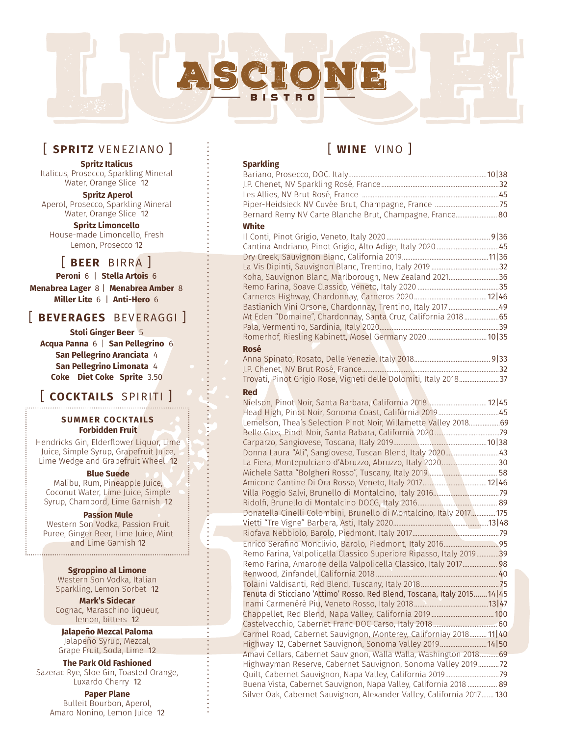# ASCIONE BISTRO

LUNCH

## [ SPRITZ VENEZIANO ]

**Spritz Italicus**
Italicus, Prosecco, Sparkling Mineral Water, Orange Slice 12

**Spritz Aperol**
Aperol, Prosecco, Sparkling Mineral Water, Orange Slice 12

**Spritz Limoncello**
House-made Limoncello, Fresh Lemon, Prosecco 12

## [ BEER BIRRA ]

**Peroni** 6 | **Stella Artois** 6
**Menabrea Lager** 8 | **Menabrea Amber** 8
**Miller Lite** 6 | **Anti-Hero** 6

## [ BEVERAGES BEVERAGGI ]

**Stoli Ginger Beer** 5
**Acqua Panna** 6 | **San Pellegrino** 6
**San Pellegrino Aranciata** 4
**San Pellegrino Limonata** 4
**Coke Diet Coke Sprite** 3.50

## [ COCKTAILS SPIRITI ]

### SUMMER COCKTAILS

**Forbidden Fruit**
Hendricks Gin, Elderflower Liquor, Lime Juice, Simple Syrup, Grapefruit Juice, Lime Wedge and Grapefruit Wheel 12

**Blue Suede**
Malibu, Rum, Pineapple Juice, Coconut Water, Lime Juice, Simple Syrup, Chambord, Lime Garnish 12

**Passion Mule**
Western Son Vodka, Passion Fruit Puree, Ginger Beer, Lime Juice, Mint and Lime Garnish 12

**Sgroppino al Limone**
Western Son Vodka, Italian Sparkling, Lemon Sorbet 12

**Mark's Sidecar**
Cognac, Maraschino liqueur, lemon, bitters 12

**Jalapeño Mezcal Paloma**
Jalapeño Syrup, Mezcal, Grape Fruit, Soda, Lime 12

**The Park Old Fashioned**
Sazerac Rye, Sloe Gin, Toasted Orange, Luxardo Cherry 12

**Paper Plane**
Bulleit Bourbon, Aperol, Amaro Nonino, Lemon Juice 12

## [ WINE VINO ]

**Sparkling**

Bariano, Prosecco, DOC. Italy....10|38
J.P. Chenet, NV Sparkling Rosé, France....32
Les Allies, NV Brut Rosé, France....45
Piper-Heidsieck NV Cuvée Brut, Champagne, France....75
Bernard Remy NV Carte Blanche Brut, Champagne, France....80

**White**

Il Conti, Pinot Grigio, Veneto, Italy 2020....9|36
Cantina Andriano, Pinot Grigio, Alto Adige, Italy 2020....45
Dry Creek, Sauvignon Blanc, California 2019....11|36
La Vis Dipinti, Sauvignon Blanc, Trentino, Italy 2019....32
Koha, Sauvignon Blanc, Marlborough, New Zealand 2021....36
Remo Farina, Soave Classico, Veneto, Italy 2020....35
Carneros Highway, Chardonnay, Carneros 2020....12|46
Bastianich Vini Orsone, Chardonnay, Trentino, Italy 2017....49
Mt Eden "Domaine", Chardonnay, Santa Cruz, California 2018....65
Pala, Vermentino, Sardinia, Italy 2020....39
Romerhof, Riesling Kabinett, Mosel Germany 2020....10|35

**Rosé**

Anna Spinato, Rosato, Delle Venezie, Italy 2018....9|33
J.P. Chenet, NV Brut Rosé, France....32
Trovati, Pinot Grigio Rose, Vigneti delle Dolomiti, Italy 2018....37

**Red**

Nielson, Pinot Noir, Santa Barbara, California 2018....12|45
Head High, Pinot Noir, Sonoma Coast, California 2019....45
Lemelson, Thea's Selection Pinot Noir, Willamette Valley 2018....69
Belle Glos, Pinot Noir, Santa Babara, California 2020....79
Carparzo, Sangiovese, Toscana, Italy 2019....10|38
Donna Laura "Ali", Sangiovese, Tuscan Blend, Italy 2020....43
La Fiera, Montepulciano d'Abruzzo, Abruzzo, Italy 2020....30
Michele Satta "Bolgheri Rosso", Tuscany, Italy 2019....58
Amicone Cantine Di Ora Rosso, Veneto, Italy 2017....12|46
Villa Poggio Salvi, Brunello di Montalcino, Italy 2016....79
Ridolfi, Brunello di Montalcino DOCG, Italy 2016....89
Donatella Cinelli Colombini, Brunello di Montalcino, Italy 2017....175
Vietti "Tre Vigne" Barbera, Asti, Italy 2020....13|48
Riofava Nebbiolo, Barolo, Piedmont, Italy 2017....79
Enrico Serafino Monclivio, Barolo, Piedmont, Italy 2016....95
Remo Farina, Valpolicella Classico Superiore Ripasso, Italy 2019....39
Remo Farina, Amarone della Valpolicella Classico, Italy 2017....98
Renwood, Zinfandel, California 2018....40
Tolaini Valdisanti, Red Blend, Tuscany, Italy 2018....75
Tenuta di Sticciano 'Attimo' Rosso. Red Blend, Toscana, Italy 2015....14|45
Inami Carmenérè Piu, Veneto Rosso, Italy 2018....13|47
Chappellet, Red Blend, Napa Valley, California 2019....100
Castelvecchio, Cabernet Franc DOC Carso, Italy 2018....60
Carmel Road, Cabernet Sauvignon, Monterey, Californiay 2018....11|40
Highway 12, Cabernet Sauvignon, Sonoma Valley 2019....14|50
Amavi Cellars, Cabernet Sauvignon, Walla Walla, Washington 2018....69
Highwayman Reserve, Cabernet Sauvignon, Sonoma Valley 2019....72
Quilt, Cabernet Sauvignon, Napa Valley, California 2019....79
Buena Vista, Cabernet Sauvignon, Napa Valley, California 2018....89
Silver Oak, Cabernet Sauvignon, Alexander Valley, California 2017....130